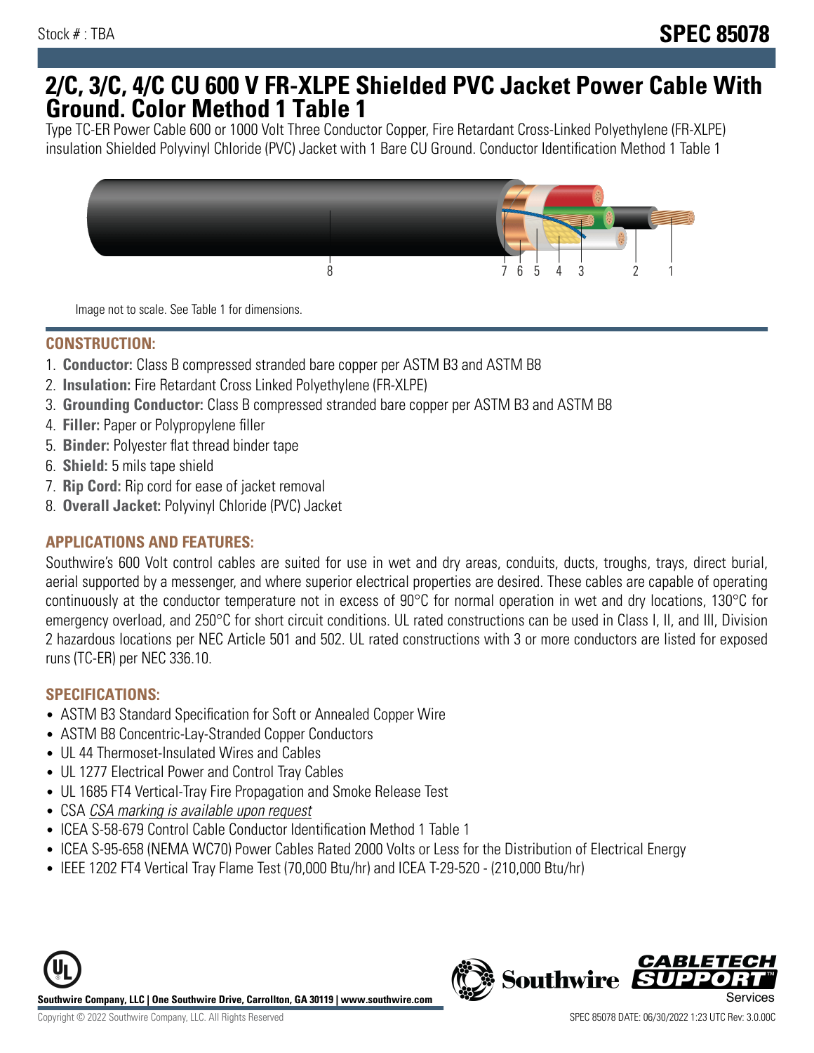Stock # : TBA

# SPEC 85078

## 2/C, 3/C, 4/C CU 600 V FR-XLPE Shielded PVC Jacket Power Cable With Ground. Color Method 1 Table 1

Type TC-ER Power Cable 600 or 1000 Volt Three Conductor Copper, Fire Retardant Cross-Linked Polyethylene (FR-XLPE) insulation Shielded Polyvinyl Chloride (PVC) Jacket with 1 Bare CU Ground. Conductor Identification Method 1 Table 1

8 7 6 5 4 3 2 1

Image not to scale. See Table 1 for dimensions.

### CONSTRUCTION:

1. **Conductor:** Class B compressed stranded bare copper per ASTM B3 and ASTM B8
2. **Insulation:** Fire Retardant Cross Linked Polyethylene (FR-XLPE)
3. **Grounding Conductor:** Class B compressed stranded bare copper per ASTM B3 and ASTM B8
4. **Filler:** Paper or Polypropylene filler
5. **Binder:** Polyester flat thread binder tape
6. **Shield:** 5 mils tape shield
7. **Rip Cord:** Rip cord for ease of jacket removal
8. **Overall Jacket:** Polyvinyl Chloride (PVC) Jacket

### APPLICATIONS AND FEATURES:

Southwire's 600 Volt control cables are suited for use in wet and dry areas, conduits, ducts, troughs, trays, direct burial, aerial supported by a messenger, and where superior electrical properties are desired. These cables are capable of operating continuously at the conductor temperature not in excess of 90°C for normal operation in wet and dry locations, 130°C for emergency overload, and 250°C for short circuit conditions. UL rated constructions can be used in Class I, II, and III, Division 2 hazardous locations per NEC Article 501 and 502. UL rated constructions with 3 or more conductors are listed for exposed runs (TC-ER) per NEC 336.10.

### SPECIFICATIONS:

- ASTM B3 Standard Specification for Soft or Annealed Copper Wire
- ASTM B8 Concentric-Lay-Stranded Copper Conductors
- UL 44 Thermoset-Insulated Wires and Cables
- UL 1277 Electrical Power and Control Tray Cables
- UL 1685 FT4 Vertical-Tray Fire Propagation and Smoke Release Test
- CSA *CSA marking is available upon request*
- ICEA S-58-679 Control Cable Conductor Identification Method 1 Table 1
- ICEA S-95-658 (NEMA WC70) Power Cables Rated 2000 Volts or Less for the Distribution of Electrical Energy
- IEEE 1202 FT4 Vertical Tray Flame Test (70,000 Btu/hr) and ICEA T-29-520 - (210,000 Btu/hr)

**Southwire Company, LLC | One Southwire Drive, Carrollton, GA 30119 | www.southwire.com**

Copyright © 2022 Southwire Company, LLC. All Rights Reserved

SPEC 85078 DATE: 06/30/2022 1:23 UTC Rev: 3.0.00C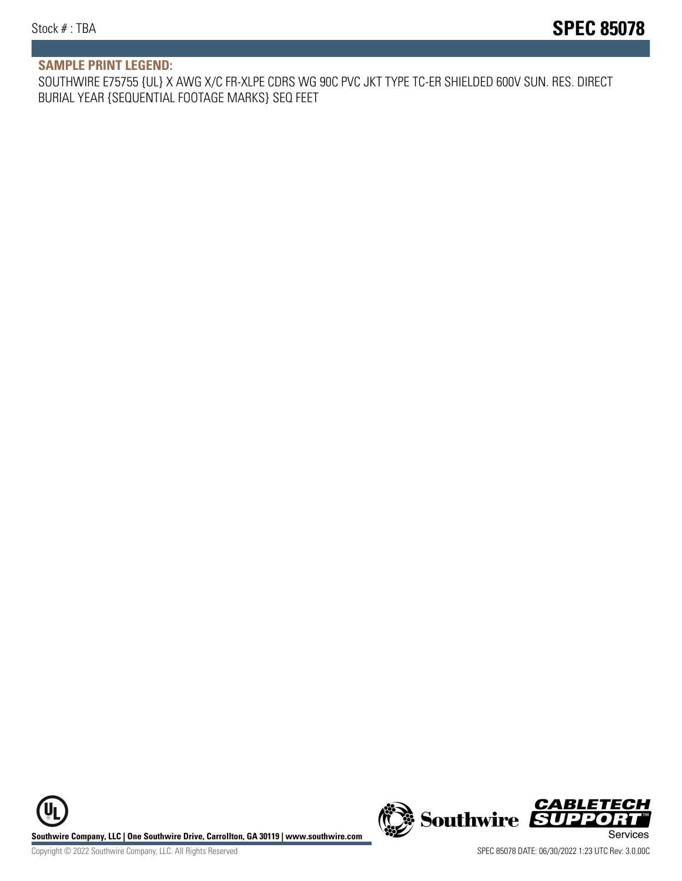## SAMPLE PRINT LEGEND:

SOUTHWIRE E75755 {UL} X AWG X/C FR-XLPE CDRS WG 90C PVC JKT TYPE TC-ER SHIELDED 600V SUN. RES. DIRECT BURIAL YEAR {SEQUENTIAL FOOTAGE MARKS} SEQ FEET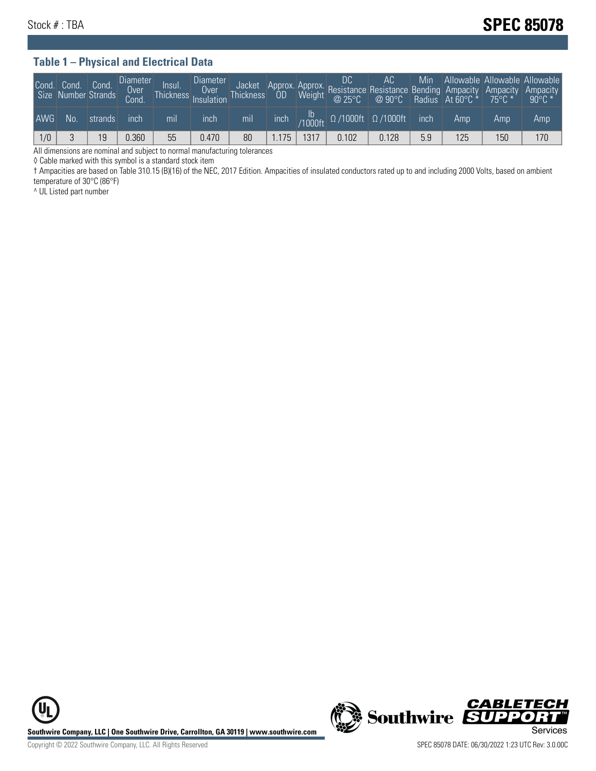### Table 1 – Physical and Electrical Data

| Cond. Size | Cond. Number | Cond. Strands | Diameter Over Cond. | Insul. Thickness | Diameter Over Insulation | Jacket Thickness | Approx. OD | Approx. Weight | DC Resistance @ 25°C | AC Resistance @ 90°C | Min Bending Radius | Allowable Ampacity At 60°C * | Allowable Ampacity 75°C * | Allowable Ampacity 90°C * |
|---|---|---|---|---|---|---|---|---|---|---|---|---|---|---|
| AWG | No. | strands | inch | mil | inch | mil | inch | lb /1000ft | Ω /1000ft | Ω /1000ft | inch | Amp | Amp | Amp |
| 1/0 | 3 | 19 | 0.360 | 55 | 0.470 | 80 | 1.175 | 1317 | 0.102 | 0.128 | 5.9 | 125 | 150 | 170 |

All dimensions are nominal and subject to normal manufacturing tolerances

◊ Cable marked with this symbol is a standard stock item

† Ampacities are based on Table 310.15 (B)(16) of the NEC, 2017 Edition. Ampacities of insulated conductors rated up to and including 2000 Volts, based on ambient temperature of 30°C (86°F)

^ UL Listed part number